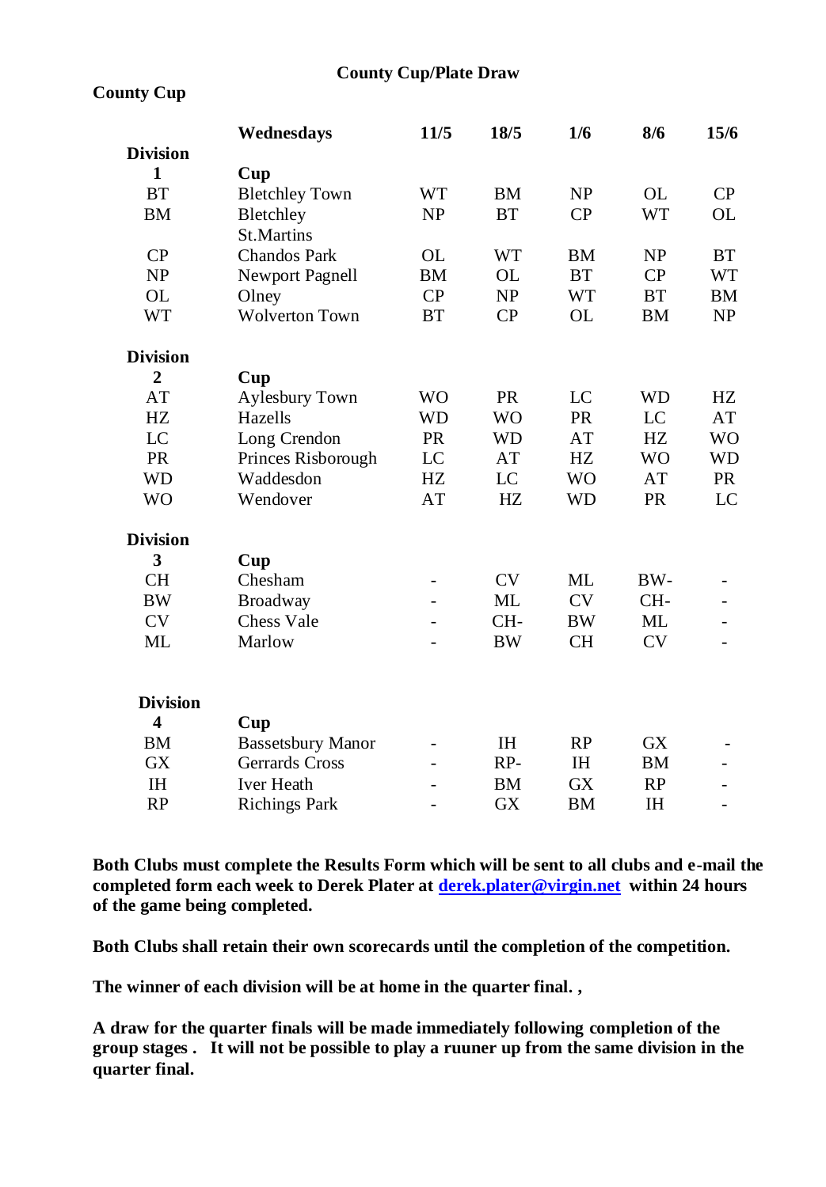# County Cup/Plate Draw

**County Cup**

| **Division** | **Wednesdays** | **11/5** | **18/5** | **1/6** | **8/6** | **15/6** |
|---|---|---|---|---|---|---|
| **1** | **Cup** | | | | | |
| BT | Bletchley Town | WT | BM | NP | OL | CP |
| BM | Bletchley St.Martins | NP | BT | CP | WT | OL |
| CP | Chandos Park | OL | WT | BM | NP | BT |
| NP | Newport Pagnell | BM | OL | BT | CP | WT |
| OL | Olney | CP | NP | WT | BT | BM |
| WT | Wolverton Town | BT | CP | OL | BM | NP |
| **Division 2** | **Cup** | | | | | |
| AT | Aylesbury Town | WO | PR | LC | WD | HZ |
| HZ | Hazells | WD | WO | PR | LC | AT |
| LC | Long Crendon | PR | WD | AT | HZ | WO |
| PR | Princes Risborough | LC | AT | HZ | WO | WD |
| WD | Waddesdon | HZ | LC | WO | AT | PR |
| WO | Wendover | AT | HZ | WD | PR | LC |
| **Division 3** | **Cup** | | | | | |
| CH | Chesham | - | CV | ML | BW- | - |
| BW | Broadway | - | ML | CV | CH- | - |
| CV | Chess Vale | - | CH- | BW | ML | - |
| ML | Marlow | - | BW | CH | CV | - |
| **Division 4** | **Cup** | | | | | |
| BM | Bassetsbury Manor | - | IH | RP | GX | - |
| GX | Gerrards Cross | - | RP- | IH | BM | - |
| IH | Iver Heath | - | BM | GX | RP | - |
| RP | Richings Park | - | GX | BM | IH | - |

**Both Clubs must complete the Results Form which will be sent to all clubs and e-mail the completed form each week to Derek Plater at derek.plater@virgin.net within 24 hours of the game being completed.**

**Both Clubs shall retain their own scorecards until the completion of the competition.**

**The winner of each division will be at home in the quarter final. ,**

**A draw for the quarter finals will be made immediately following completion of the group stages . It will not be possible to play a ruuner up from the same division in the quarter final.**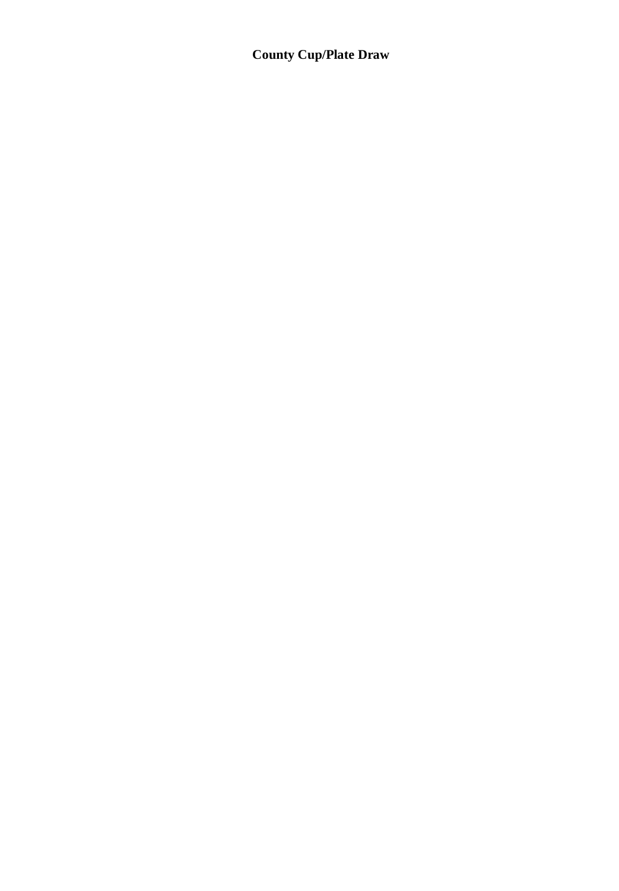**County Cup/Plate Draw**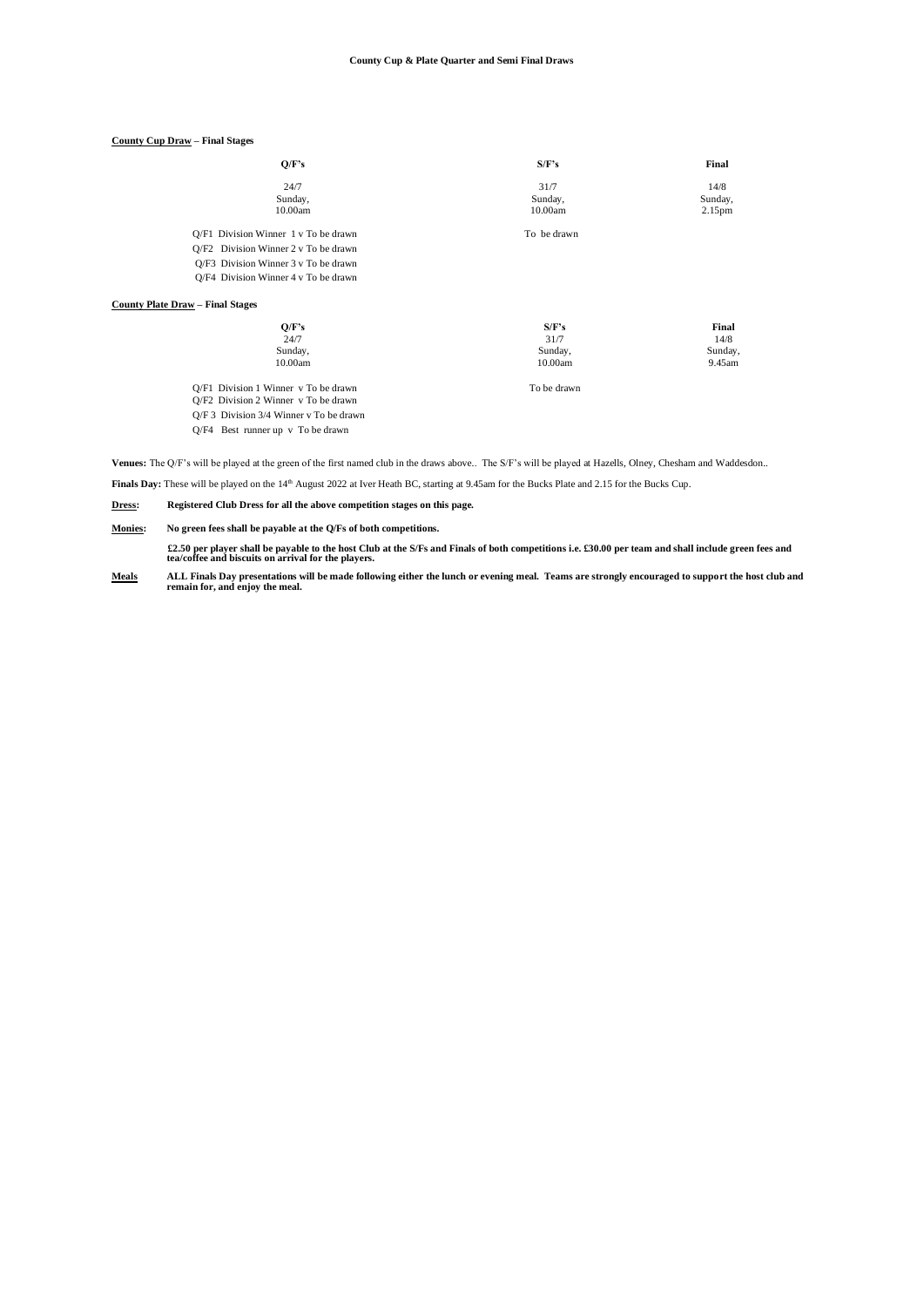**County Cup & Plate Quarter and Semi Final Draws**

**County Cup Draw – Final Stages**

| Q/F's | S/F's | Final |
|---|---|---|
| 24/7<br>Sunday,<br>10.00am | 31/7<br>Sunday,<br>10.00am | 14/8<br>Sunday,<br>2.15pm |
| Q/F1 Division Winner 1 v To be drawn | To be drawn | |
| Q/F2 Division Winner 2 v To be drawn | | |
| Q/F3 Division Winner 3 v To be drawn | | |
| Q/F4 Division Winner 4 v To be drawn | | |

**County Plate Draw – Final Stages**

| Q/F's | S/F's | Final |
|---|---|---|
| 24/7<br>Sunday,<br>10.00am | 31/7<br>Sunday,<br>10.00am | 14/8<br>Sunday,<br>9.45am |
| Q/F1 Division 1 Winner v To be drawn | To be drawn | |
| Q/F2 Division 2 Winner v To be drawn | | |
| Q/F 3 Division 3/4 Winner v To be drawn | | |
| Q/F4 Best runner up v To be drawn | | |

**Venues:** The Q/F's will be played at the green of the first named club in the draws above.. The S/F's will be played at Hazells, Olney, Chesham and Waddesdon..

**Finals Day:** These will be played on the 14th August 2022 at Iver Heath BC, starting at 9.45am for the Bucks Plate and 2.15 for the Bucks Cup.

**Dress:** **Registered Club Dress for all the above competition stages on this page.**

**Monies:** **No green fees shall be payable at the Q/Fs of both competitions.**

**£2.50 per player shall be payable to the host Club at the S/Fs and Finals of both competitions i.e. £30.00 per team and shall include green fees and tea/coffee and biscuits on arrival for the players.**

**Meals** **ALL Finals Day presentations will be made following either the lunch or evening meal. Teams are strongly encouraged to support the host club and remain for, and enjoy the meal.**